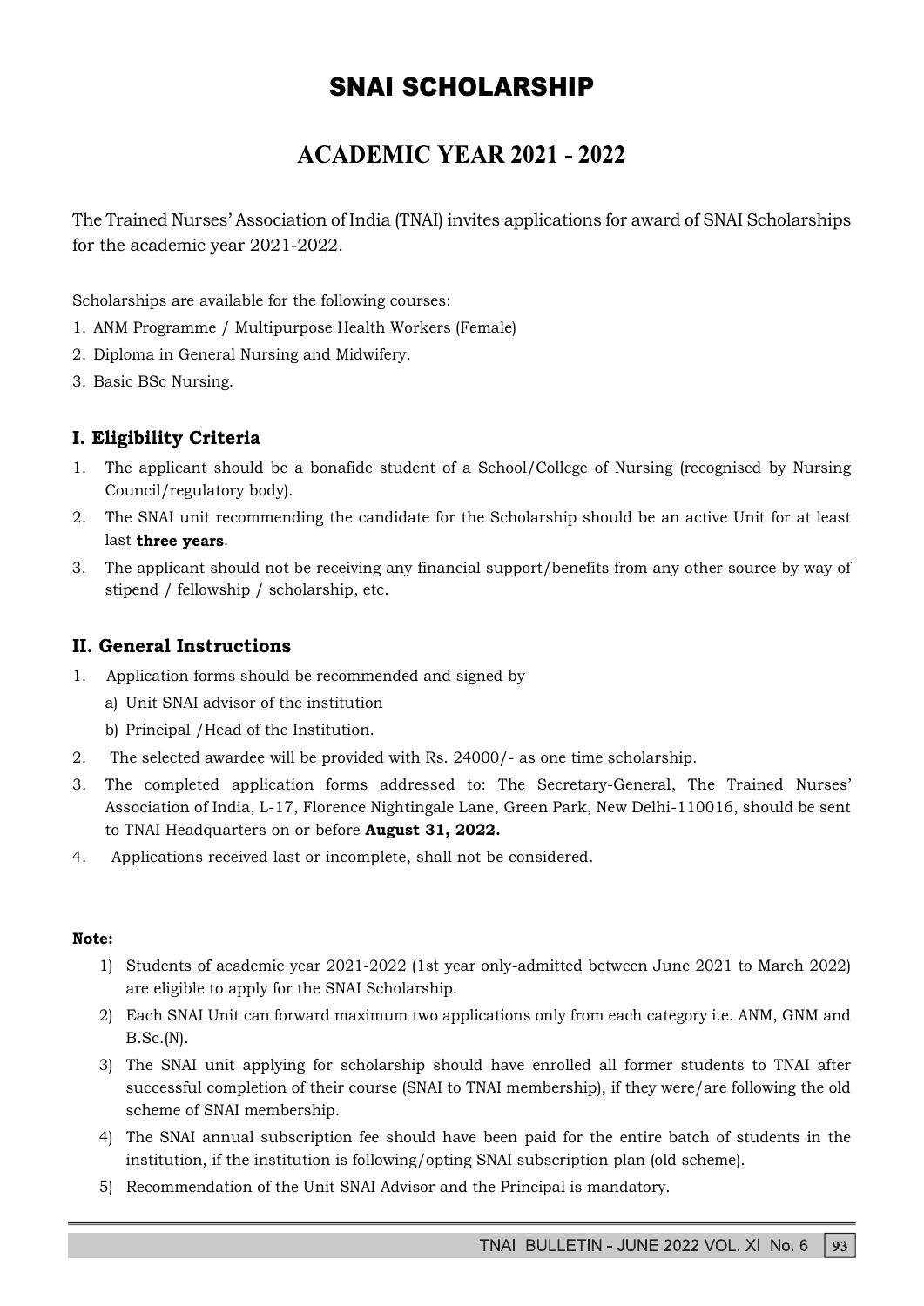# SNAI SCHOLARSHIP

## ACADEMIC YEAR 2021 - 2022

The Trained Nurses' Association of India (TNAI) invites applications for award of SNAI Scholarships for the academic year 2021-2022.

Scholarships are available for the following courses:

1. ANM Programme / Multipurpose Health Workers (Female)
2. Diploma in General Nursing and Midwifery.
3. Basic BSc Nursing.

### I. Eligibility Criteria

1. The applicant should be a bonafide student of a School/College of Nursing (recognised by Nursing Council/regulatory body).
2. The SNAI unit recommending the candidate for the Scholarship should be an active Unit for at least last **three years**.
3. The applicant should not be receiving any financial support/benefits from any other source by way of stipend / fellowship / scholarship, etc.

### II. General Instructions

1. Application forms should be recommended and signed by
   a) Unit SNAI advisor of the institution
   b) Principal /Head of the Institution.
2. The selected awardee will be provided with Rs. 24000/- as one time scholarship.
3. The completed application forms addressed to: The Secretary-General, The Trained Nurses' Association of India, L-17, Florence Nightingale Lane, Green Park, New Delhi-110016, should be sent to TNAI Headquarters on or before **August 31, 2022.**
4. Applications received last or incomplete, shall not be considered.

**Note:**

1) Students of academic year 2021-2022 (1st year only-admitted between June 2021 to March 2022) are eligible to apply for the SNAI Scholarship.
2) Each SNAI Unit can forward maximum two applications only from each category i.e. ANM, GNM and B.Sc.(N).
3) The SNAI unit applying for scholarship should have enrolled all former students to TNAI after successful completion of their course (SNAI to TNAI membership), if they were/are following the old scheme of SNAI membership.
4) The SNAI annual subscription fee should have been paid for the entire batch of students in the institution, if the institution is following/opting SNAI subscription plan (old scheme).
5) Recommendation of the Unit SNAI Advisor and the Principal is mandatory.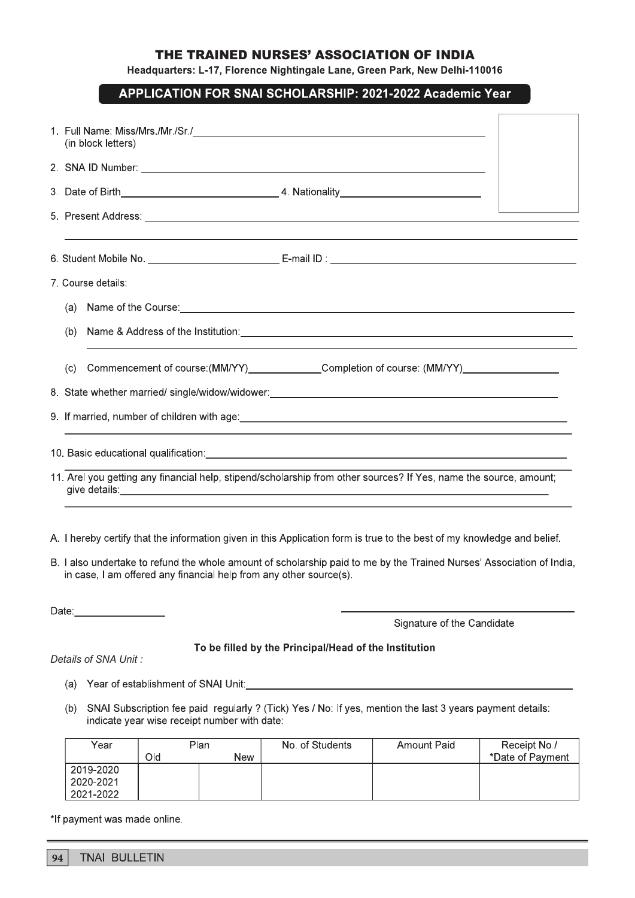# THE TRAINED NURSES' ASSOCIATION OF INDIA

**Headquarters: L-17, Florence Nightingale Lane, Green Park, New Delhi-110016**

## APPLICATION FOR SNAI SCHOLARSHIP: 2021-2022 Academic Year

1. Full Name: Miss/Mrs./Mr./Sr./ ______________________________
   (in block letters)
2. SNA ID Number: ______________________________
3. Date of Birth ______________________________ 4. Nationality ______________________________
5. Present Address: ______________________________

______________________________

6. Student Mobile No. ______________________________ E-mail ID : ______________________________
7. Course details:
   (a) Name of the Course: ______________________________
   (b) Name & Address of the Institution: ______________________________

   ______________________________

   (c) Commencement of course:(MM/YY) ____________ Completion of course: (MM/YY) ____________
8. State whether married/ single/widow/widower: ______________________________
9. If married, number of children with age: ______________________________

______________________________

10. Basic educational qualification: ______________________________

______________________________

11. Arel you getting any financial help, stipend/scholarship from other sources? If Yes, name the source, amount; give details: ______________________________

______________________________

A. I hereby certify that the information given in this Application form is true to the best of my knowledge and belief.

B. I also undertake to refund the whole amount of scholarship paid to me by the Trained Nurses' Association of India, in case, I am offered any financial help from any other source(s).

Date: ________________

______________________________
Signature of the Candidate

**To be filled by the Principal/Head of the Institution**

*Details of SNA Unit :*

(a) Year of establishment of SNAI Unit: ______________________________

(b) SNAI Subscription fee paid regularly ? (Tick) Yes / No: If yes, mention the last 3 years payment details: indicate year wise receipt number with date:

| Year | Plan | | No. of Students | Amount Paid | Receipt No./ *Date of Payment |
|---|---|---|---|---|---|
| | Old | New | | | |
| 2019-2020<br>2020-2021<br>2021-2022 | | | | | |

*If payment was made online.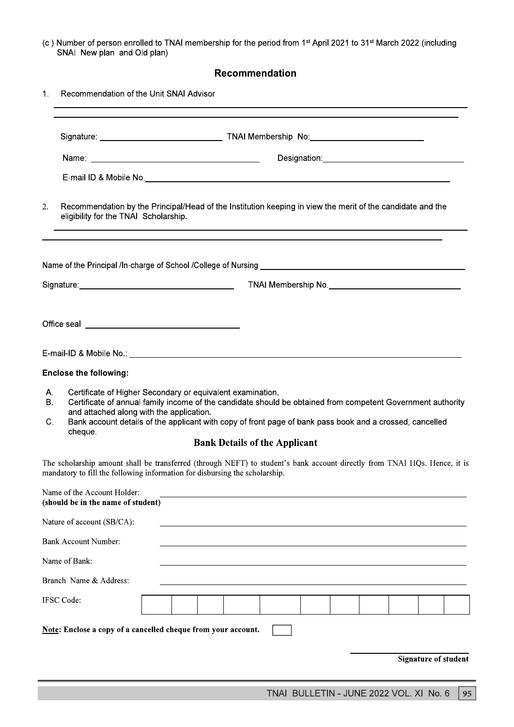(c ) Number of person enrolled to TNAI membership for the period from 1st April 2021 to 31st March 2022 (including SNAI New plan and Old plan)

## Recommendation

1. Recommendation of the Unit SNAI Advisor

____________________________________________________________

____________________________________________________________

Signature: ______________________ TNAI Membership No: ______________________

Name: ______________________ Designation: ______________________

E-mail ID & Mobile No. ____________________________________________

2. Recommendation by the Principal/Head of the Institution keeping in view the merit of the candidate and the eligibility for the TNAI Scholarship.

____________________________________________________________

____________________________________________________________

Name of the Principal /In-charge of School /College of Nursing ______________________

Signature: ______________________ TNAI Membership No. ______________________

Office seal ______________________

E-mail-ID & Mobile No.: ____________________________________________

**Enclose the following:**

A. Certificate of Higher Secondary or equivalent examination.
B. Certificate of annual family income of the candidate should be obtained from competent Government authority and attached along with the application.
C. Bank account details of the applicant with copy of front page of bank pass book and a crossed, cancelled cheque.

### Bank Details of the Applicant

The scholarship amount shall be transferred (through NEFT) to student's bank account directly from TNAI HQs. Hence, it is mandatory to fill the following information for disbursing the scholarship.

Name of the Account Holder:
**(should be in the name of student)** ______________________

Nature of account (SB/CA): ______________________

Bank Account Number: ______________________

Name of Bank: ______________________

Branch Name & Address: ______________________

IFSC Code:

| | | | | | | | | | | |
|---|---|---|---|---|---|---|---|---|---|---|
| | | | | | | | | | | |

**Note: Enclose a copy of a cancelled cheque from your account.** ☐

______________________
**Signature of student**